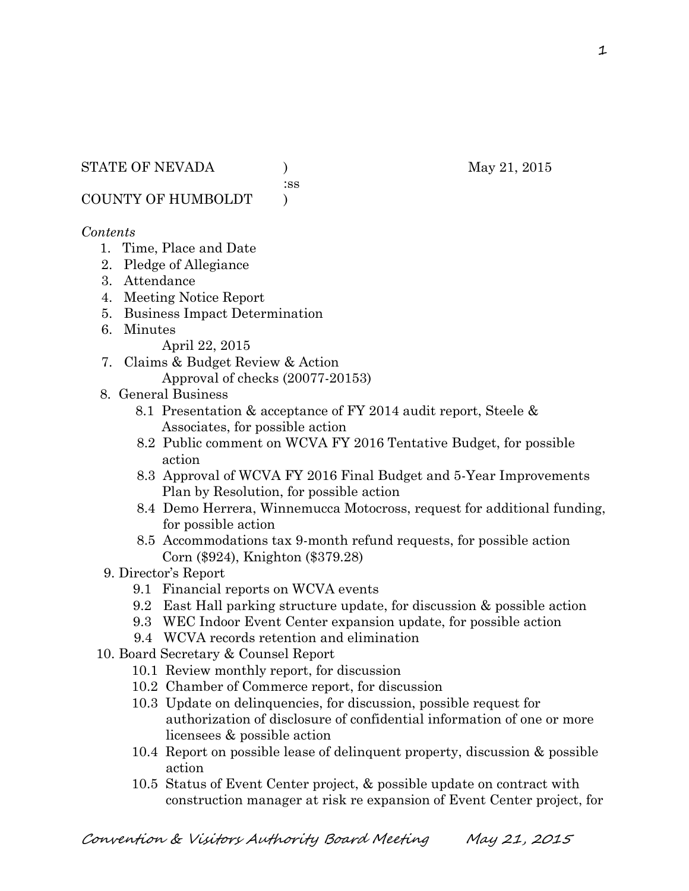STATE OF NEVADA ) May 21, 2015
:ss
COUNTY OF HUMBOLDT )

*Contents*

1. Time, Place and Date
2. Pledge of Allegiance
3. Attendance
4. Meeting Notice Report
5. Business Impact Determination
6. Minutes
   April 22, 2015
7. Claims & Budget Review & Action
   Approval of checks (20077-20153)
8. General Business
   - 8.1 Presentation & acceptance of FY 2014 audit report, Steele & Associates, for possible action
   - 8.2 Public comment on WCVA FY 2016 Tentative Budget, for possible action
   - 8.3 Approval of WCVA FY 2016 Final Budget and 5-Year Improvements Plan by Resolution, for possible action
   - 8.4 Demo Herrera, Winnemucca Motocross, request for additional funding, for possible action
   - 8.5 Accommodations tax 9-month refund requests, for possible action
     Corn ($924), Knighton ($379.28)
9. Director's Report
   - 9.1 Financial reports on WCVA events
   - 9.2 East Hall parking structure update, for discussion & possible action
   - 9.3 WEC Indoor Event Center expansion update, for possible action
   - 9.4 WCVA records retention and elimination
10. Board Secretary & Counsel Report
    - 10.1 Review monthly report, for discussion
    - 10.2 Chamber of Commerce report, for discussion
    - 10.3 Update on delinquencies, for discussion, possible request for authorization of disclosure of confidential information of one or more licensees & possible action
    - 10.4 Report on possible lease of delinquent property, discussion & possible action
    - 10.5 Status of Event Center project, & possible update on contract with construction manager at risk re expansion of Event Center project, for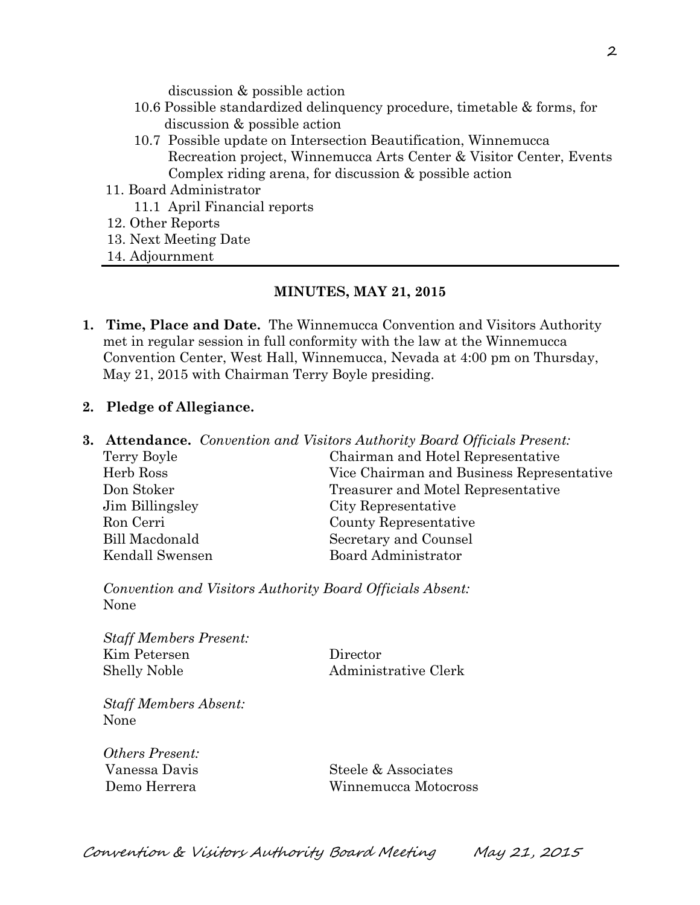discussion & possible action

10.6 Possible standardized delinquency procedure, timetable & forms, for discussion & possible action

10.7 Possible update on Intersection Beautification, Winnemucca Recreation project, Winnemucca Arts Center & Visitor Center, Events Complex riding arena, for discussion & possible action

11. Board Administrator

    11.1 April Financial reports

12. Other Reports
13. Next Meeting Date
14. Adjournment

---

## MINUTES, MAY 21, 2015

1. **Time, Place and Date.** The Winnemucca Convention and Visitors Authority met in regular session in full conformity with the law at the Winnemucca Convention Center, West Hall, Winnemucca, Nevada at 4:00 pm on Thursday, May 21, 2015 with Chairman Terry Boyle presiding.

2. **Pledge of Allegiance.**

3. **Attendance.** *Convention and Visitors Authority Board Officials Present:*

| | |
|---|---|
| Terry Boyle | Chairman and Hotel Representative |
| Herb Ross | Vice Chairman and Business Representative |
| Don Stoker | Treasurer and Motel Representative |
| Jim Billingsley | City Representative |
| Ron Cerri | County Representative |
| Bill Macdonald | Secretary and Counsel |
| Kendall Swensen | Board Administrator |

*Convention and Visitors Authority Board Officials Absent:*
None

*Staff Members Present:*

| | |
|---|---|
| Kim Petersen | Director |
| Shelly Noble | Administrative Clerk |

*Staff Members Absent:*
None

*Others Present:*

| | |
|---|---|
| Vanessa Davis | Steele & Associates |
| Demo Herrera | Winnemucca Motocross |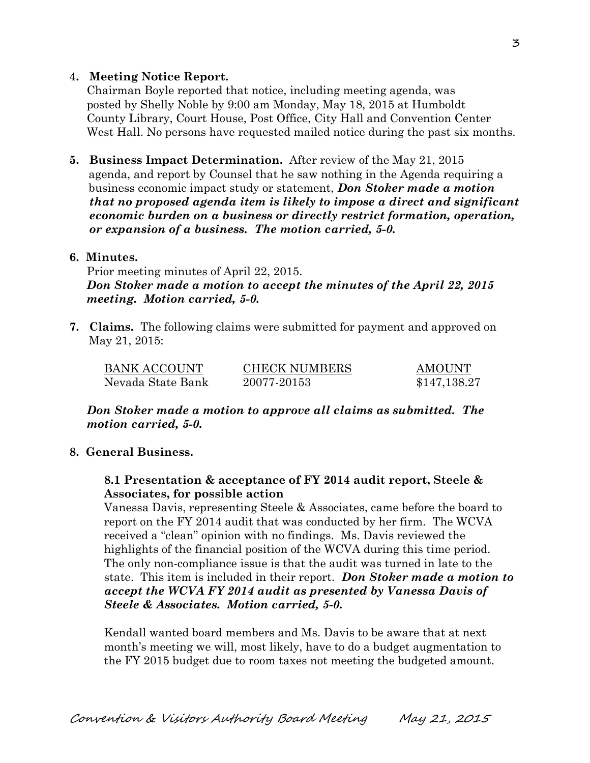**4. Meeting Notice Report.**

Chairman Boyle reported that notice, including meeting agenda, was posted by Shelly Noble by 9:00 am Monday, May 18, 2015 at Humboldt County Library, Court House, Post Office, City Hall and Convention Center West Hall. No persons have requested mailed notice during the past six months.

**5. Business Impact Determination.** After review of the May 21, 2015 agenda, and report by Counsel that he saw nothing in the Agenda requiring a business economic impact study or statement, ***Don Stoker made a motion that no proposed agenda item is likely to impose a direct and significant economic burden on a business or directly restrict formation, operation, or expansion of a business. The motion carried, 5-0.***

**6. Minutes.**

Prior meeting minutes of April 22, 2015.
***Don Stoker made a motion to accept the minutes of the April 22, 2015 meeting. Motion carried, 5-0.***

**7. Claims.** The following claims were submitted for payment and approved on May 21, 2015:

| BANK ACCOUNT | CHECK NUMBERS | AMOUNT |
|---|---|---|
| Nevada State Bank | 20077-20153 | $147,138.27 |

***Don Stoker made a motion to approve all claims as submitted. The motion carried, 5-0.***

**8. General Business.**

**8.1 Presentation & acceptance of FY 2014 audit report, Steele & Associates, for possible action**

Vanessa Davis, representing Steele & Associates, came before the board to report on the FY 2014 audit that was conducted by her firm. The WCVA received a "clean" opinion with no findings. Ms. Davis reviewed the highlights of the financial position of the WCVA during this time period. The only non-compliance issue is that the audit was turned in late to the state. This item is included in their report. ***Don Stoker made a motion to accept the WCVA FY 2014 audit as presented by Vanessa Davis of Steele & Associates. Motion carried, 5-0.***

Kendall wanted board members and Ms. Davis to be aware that at next month's meeting we will, most likely, have to do a budget augmentation to the FY 2015 budget due to room taxes not meeting the budgeted amount.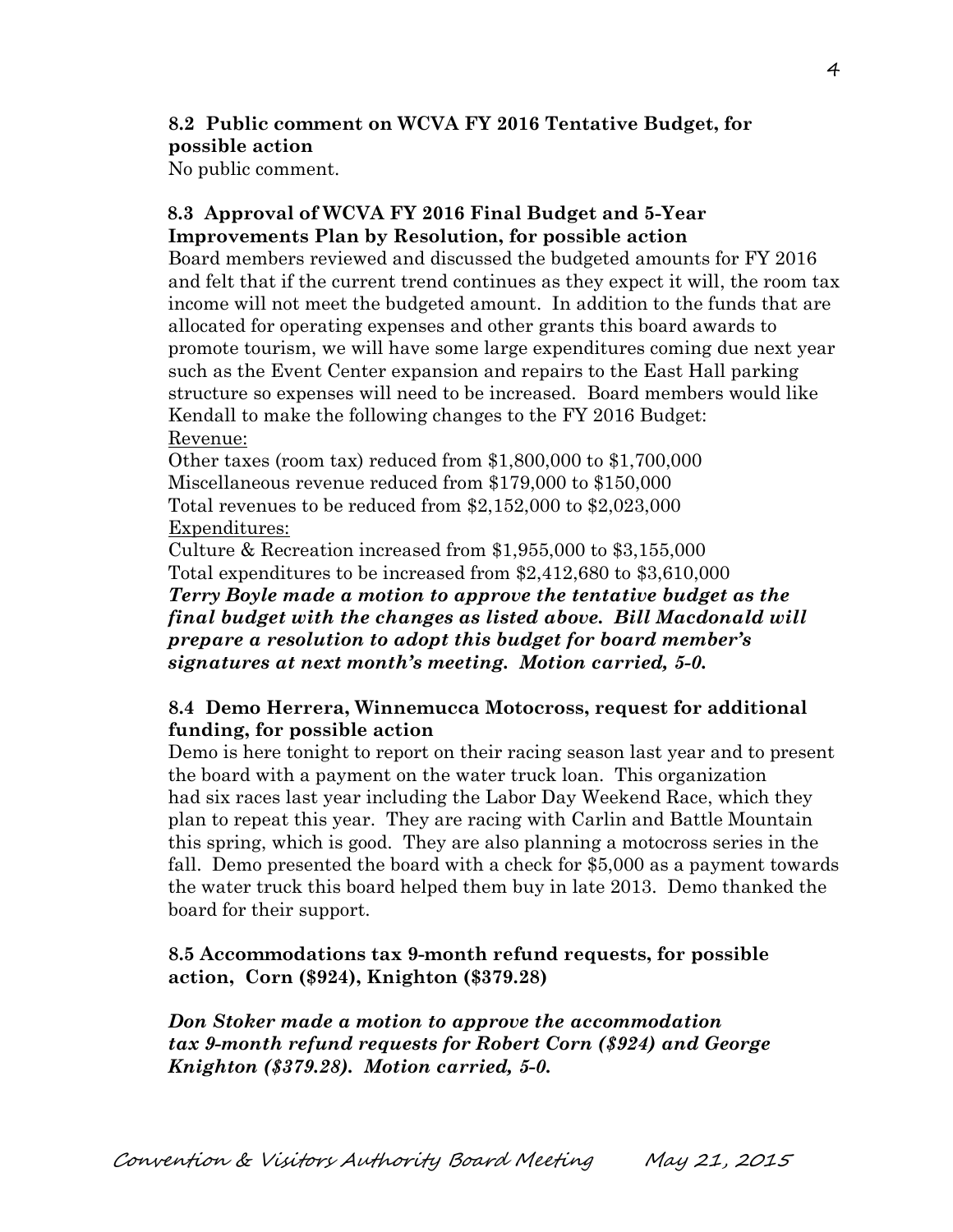**8.2 Public comment on WCVA FY 2016 Tentative Budget, for possible action**

No public comment.

**8.3 Approval of WCVA FY 2016 Final Budget and 5-Year Improvements Plan by Resolution, for possible action**

Board members reviewed and discussed the budgeted amounts for FY 2016 and felt that if the current trend continues as they expect it will, the room tax income will not meet the budgeted amount. In addition to the funds that are allocated for operating expenses and other grants this board awards to promote tourism, we will have some large expenditures coming due next year such as the Event Center expansion and repairs to the East Hall parking structure so expenses will need to be increased. Board members would like Kendall to make the following changes to the FY 2016 Budget:

Revenue:

Other taxes (room tax) reduced from $1,800,000 to $1,700,000
Miscellaneous revenue reduced from $179,000 to $150,000
Total revenues to be reduced from $2,152,000 to $2,023,000

Expenditures:

Culture & Recreation increased from $1,955,000 to $3,155,000
Total expenditures to be increased from $2,412,680 to $3,610,000

***Terry Boyle made a motion to approve the tentative budget as the final budget with the changes as listed above. Bill Macdonald will prepare a resolution to adopt this budget for board member's signatures at next month's meeting. Motion carried, 5-0.***

**8.4 Demo Herrera, Winnemucca Motocross, request for additional funding, for possible action**

Demo is here tonight to report on their racing season last year and to present the board with a payment on the water truck loan. This organization had six races last year including the Labor Day Weekend Race, which they plan to repeat this year. They are racing with Carlin and Battle Mountain this spring, which is good. They are also planning a motocross series in the fall. Demo presented the board with a check for $5,000 as a payment towards the water truck this board helped them buy in late 2013. Demo thanked the board for their support.

**8.5 Accommodations tax 9-month refund requests, for possible action, Corn ($924), Knighton ($379.28)**

***Don Stoker made a motion to approve the accommodation tax 9-month refund requests for Robert Corn ($924) and George Knighton ($379.28). Motion carried, 5-0.***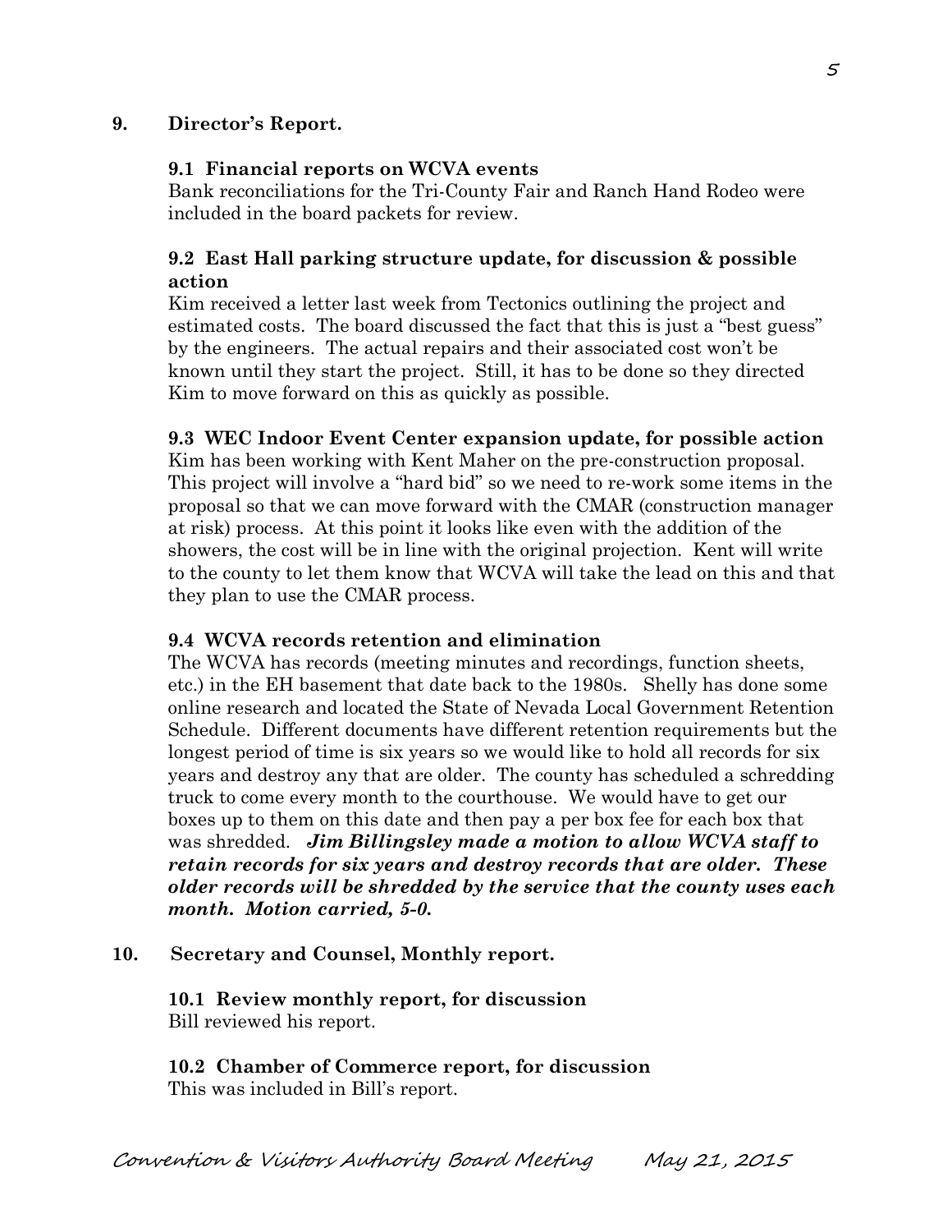**9. Director's Report.**

**9.1 Financial reports on WCVA events**
Bank reconciliations for the Tri-County Fair and Ranch Hand Rodeo were included in the board packets for review.

**9.2 East Hall parking structure update, for discussion & possible action**
Kim received a letter last week from Tectonics outlining the project and estimated costs. The board discussed the fact that this is just a "best guess" by the engineers. The actual repairs and their associated cost won't be known until they start the project. Still, it has to be done so they directed Kim to move forward on this as quickly as possible.

**9.3 WEC Indoor Event Center expansion update, for possible action**
Kim has been working with Kent Maher on the pre-construction proposal. This project will involve a "hard bid" so we need to re-work some items in the proposal so that we can move forward with the CMAR (construction manager at risk) process. At this point it looks like even with the addition of the showers, the cost will be in line with the original projection. Kent will write to the county to let them know that WCVA will take the lead on this and that they plan to use the CMAR process.

**9.4 WCVA records retention and elimination**
The WCVA has records (meeting minutes and recordings, function sheets, etc.) in the EH basement that date back to the 1980s. Shelly has done some online research and located the State of Nevada Local Government Retention Schedule. Different documents have different retention requirements but the longest period of time is six years so we would like to hold all records for six years and destroy any that are older. The county has scheduled a schredding truck to come every month to the courthouse. We would have to get our boxes up to them on this date and then pay a per box fee for each box that was shredded. ***Jim Billingsley made a motion to allow WCVA staff to retain records for six years and destroy records that are older. These older records will be shredded by the service that the county uses each month. Motion carried, 5-0.***

**10. Secretary and Counsel, Monthly report.**

**10.1 Review monthly report, for discussion**
Bill reviewed his report.

**10.2 Chamber of Commerce report, for discussion**
This was included in Bill's report.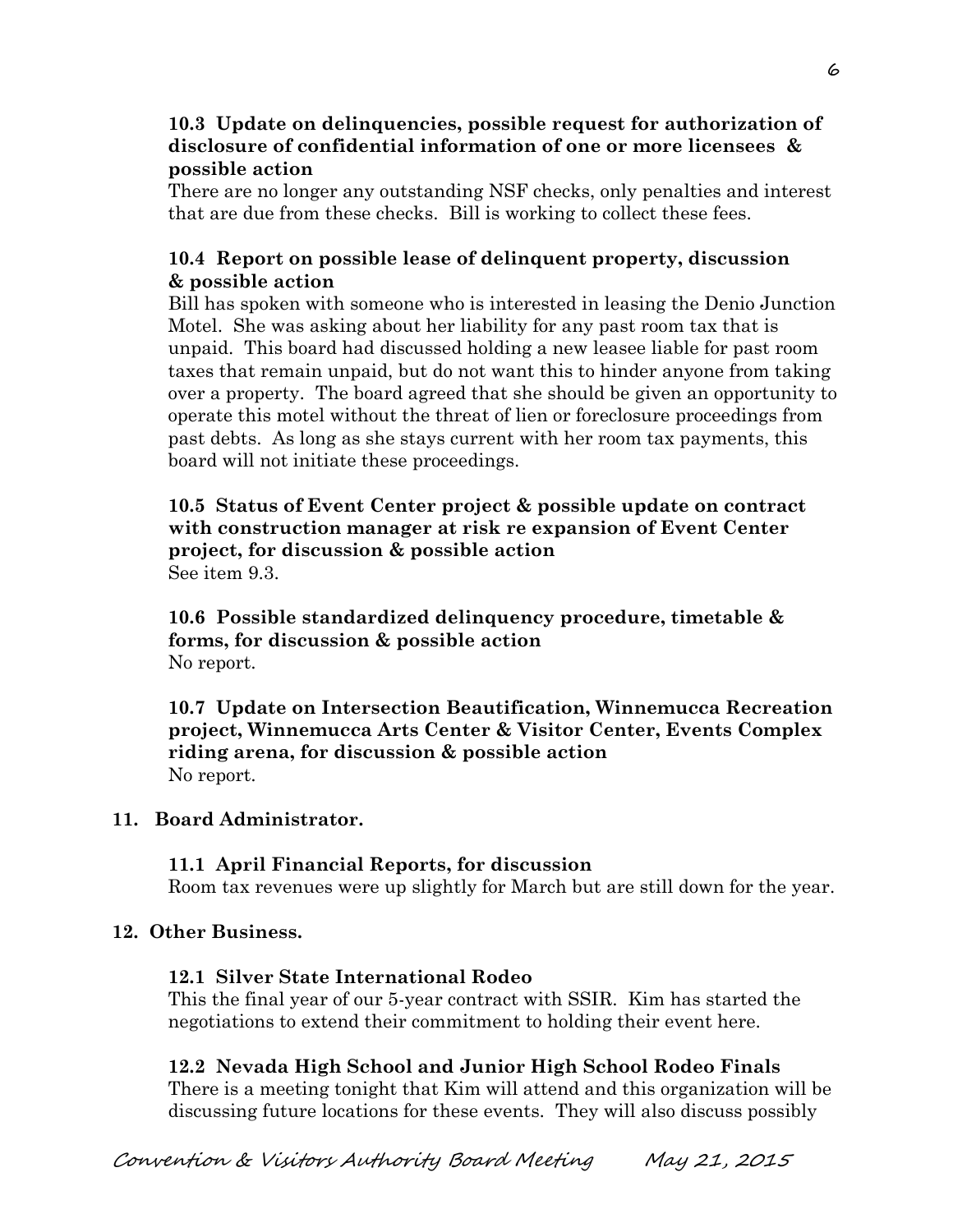**10.3 Update on delinquencies, possible request for authorization of disclosure of confidential information of one or more licensees & possible action**

There are no longer any outstanding NSF checks, only penalties and interest that are due from these checks. Bill is working to collect these fees.

**10.4 Report on possible lease of delinquent property, discussion & possible action**

Bill has spoken with someone who is interested in leasing the Denio Junction Motel. She was asking about her liability for any past room tax that is unpaid. This board had discussed holding a new leasee liable for past room taxes that remain unpaid, but do not want this to hinder anyone from taking over a property. The board agreed that she should be given an opportunity to operate this motel without the threat of lien or foreclosure proceedings from past debts. As long as she stays current with her room tax payments, this board will not initiate these proceedings.

**10.5 Status of Event Center project & possible update on contract with construction manager at risk re expansion of Event Center project, for discussion & possible action**

See item 9.3.

**10.6 Possible standardized delinquency procedure, timetable & forms, for discussion & possible action**

No report.

**10.7 Update on Intersection Beautification, Winnemucca Recreation project, Winnemucca Arts Center & Visitor Center, Events Complex riding arena, for discussion & possible action**

No report.

**11. Board Administrator.**

**11.1 April Financial Reports, for discussion**

Room tax revenues were up slightly for March but are still down for the year.

**12. Other Business.**

**12.1 Silver State International Rodeo**

This the final year of our 5-year contract with SSIR. Kim has started the negotiations to extend their commitment to holding their event here.

**12.2 Nevada High School and Junior High School Rodeo Finals**

There is a meeting tonight that Kim will attend and this organization will be discussing future locations for these events. They will also discuss possibly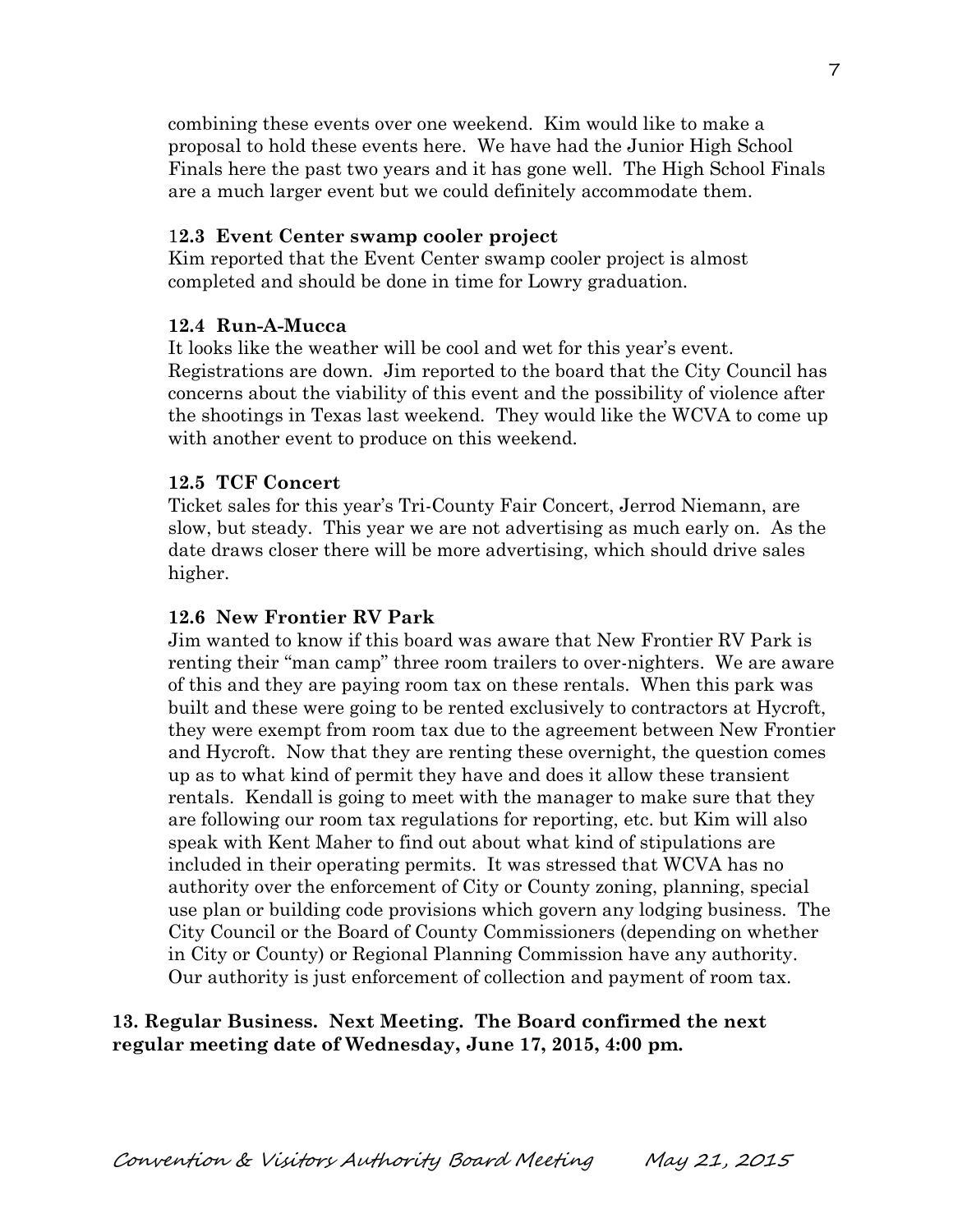combining these events over one weekend. Kim would like to make a proposal to hold these events here. We have had the Junior High School Finals here the past two years and it has gone well. The High School Finals are a much larger event but we could definitely accommodate them.

**12.3 Event Center swamp cooler project**

Kim reported that the Event Center swamp cooler project is almost completed and should be done in time for Lowry graduation.

**12.4 Run-A-Mucca**

It looks like the weather will be cool and wet for this year's event. Registrations are down. Jim reported to the board that the City Council has concerns about the viability of this event and the possibility of violence after the shootings in Texas last weekend. They would like the WCVA to come up with another event to produce on this weekend.

**12.5 TCF Concert**

Ticket sales for this year's Tri-County Fair Concert, Jerrod Niemann, are slow, but steady. This year we are not advertising as much early on. As the date draws closer there will be more advertising, which should drive sales higher.

**12.6 New Frontier RV Park**

Jim wanted to know if this board was aware that New Frontier RV Park is renting their "man camp" three room trailers to over-nighters. We are aware of this and they are paying room tax on these rentals. When this park was built and these were going to be rented exclusively to contractors at Hycroft, they were exempt from room tax due to the agreement between New Frontier and Hycroft. Now that they are renting these overnight, the question comes up as to what kind of permit they have and does it allow these transient rentals. Kendall is going to meet with the manager to make sure that they are following our room tax regulations for reporting, etc. but Kim will also speak with Kent Maher to find out about what kind of stipulations are included in their operating permits. It was stressed that WCVA has no authority over the enforcement of City or County zoning, planning, special use plan or building code provisions which govern any lodging business. The City Council or the Board of County Commissioners (depending on whether in City or County) or Regional Planning Commission have any authority. Our authority is just enforcement of collection and payment of room tax.

**13. Regular Business. Next Meeting. The Board confirmed the next regular meeting date of Wednesday, June 17, 2015, 4:00 pm.**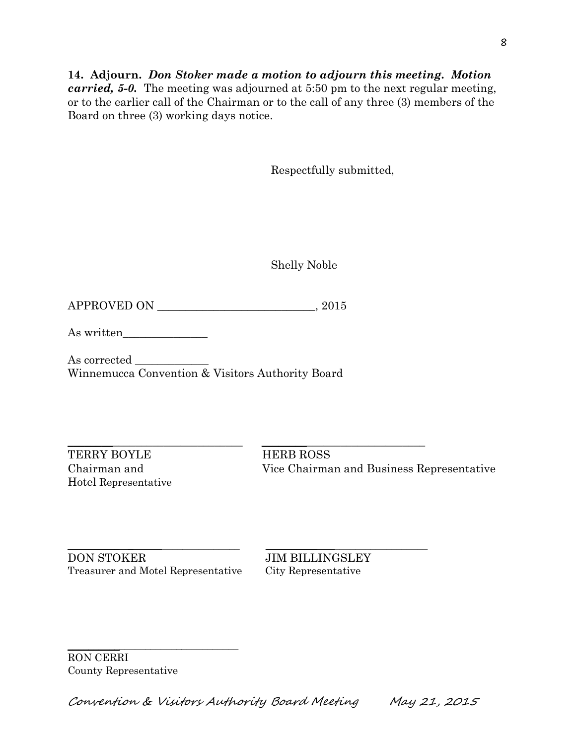**14. Adjourn.** ***Don Stoker made a motion to adjourn this meeting. Motion carried, 5-0.*** The meeting was adjourned at 5:50 pm to the next regular meeting, or to the earlier call of the Chairman or to the call of any three (3) members of the Board on three (3) working days notice.

Respectfully submitted,

Shelly Noble

APPROVED ON ___________________________, 2015

As written_______________

As corrected _____________
Winnemucca Convention & Visitors Authority Board

_______________________________

TERRY BOYLE
Chairman and
Hotel Representative

_______________________________

HERB ROSS
Vice Chairman and Business Representative

_______________________________

DON STOKER
Treasurer and Motel Representative

_______________________________

JIM BILLINGSLEY
City Representative

_______________________________

RON CERRI
County Representative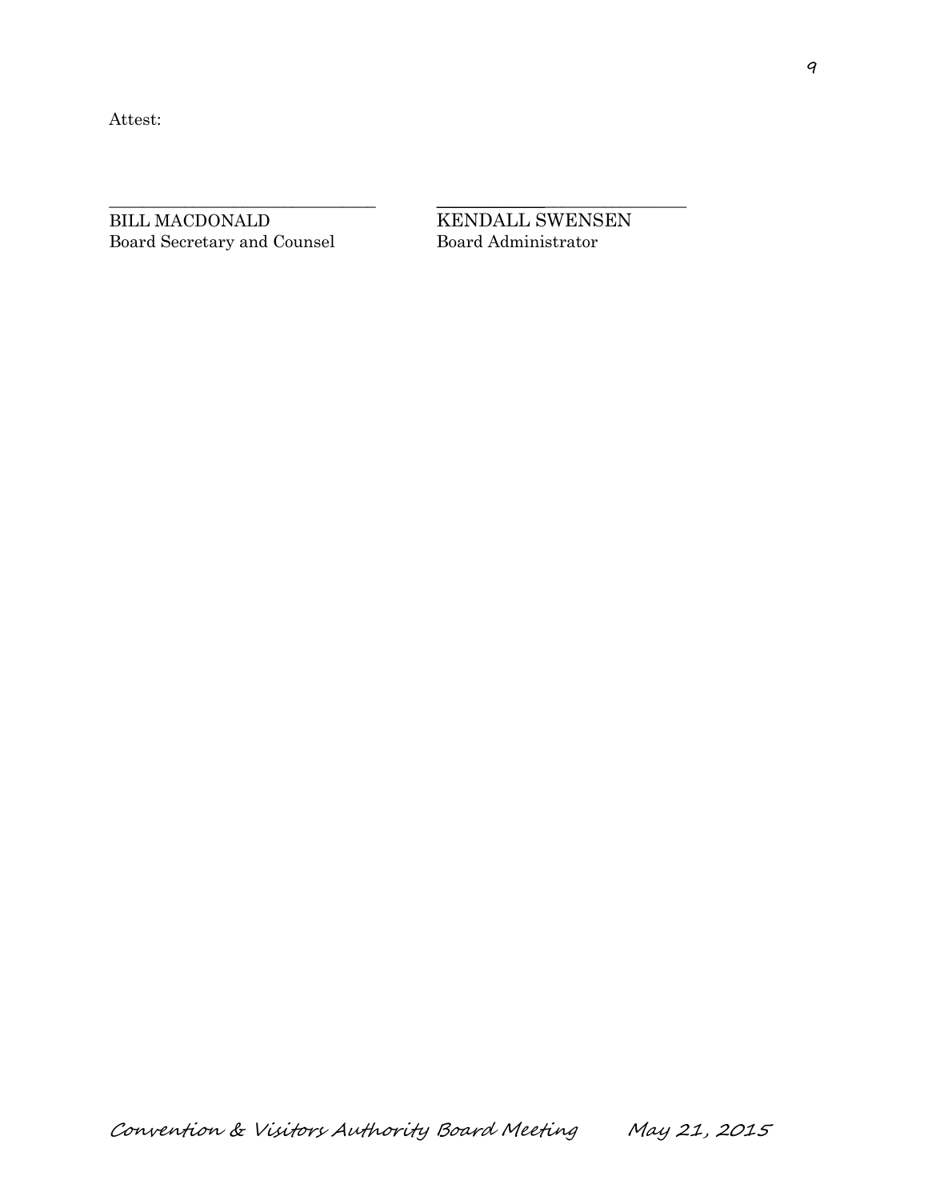Attest:

\_\_\_\_\_\_\_\_\_\_\_\_\_\_\_\_\_\_\_\_\_\_\_\_\_\_\_\_\_\_\_\_ \_\_\_\_\_\_\_\_\_\_\_\_\_\_\_\_\_\_\_\_\_\_\_\_\_\_\_\_\_\_\_\_

| | |
|---|---|
| BILL MACDONALD | KENDALL SWENSEN |
| Board Secretary and Counsel | Board Administrator |